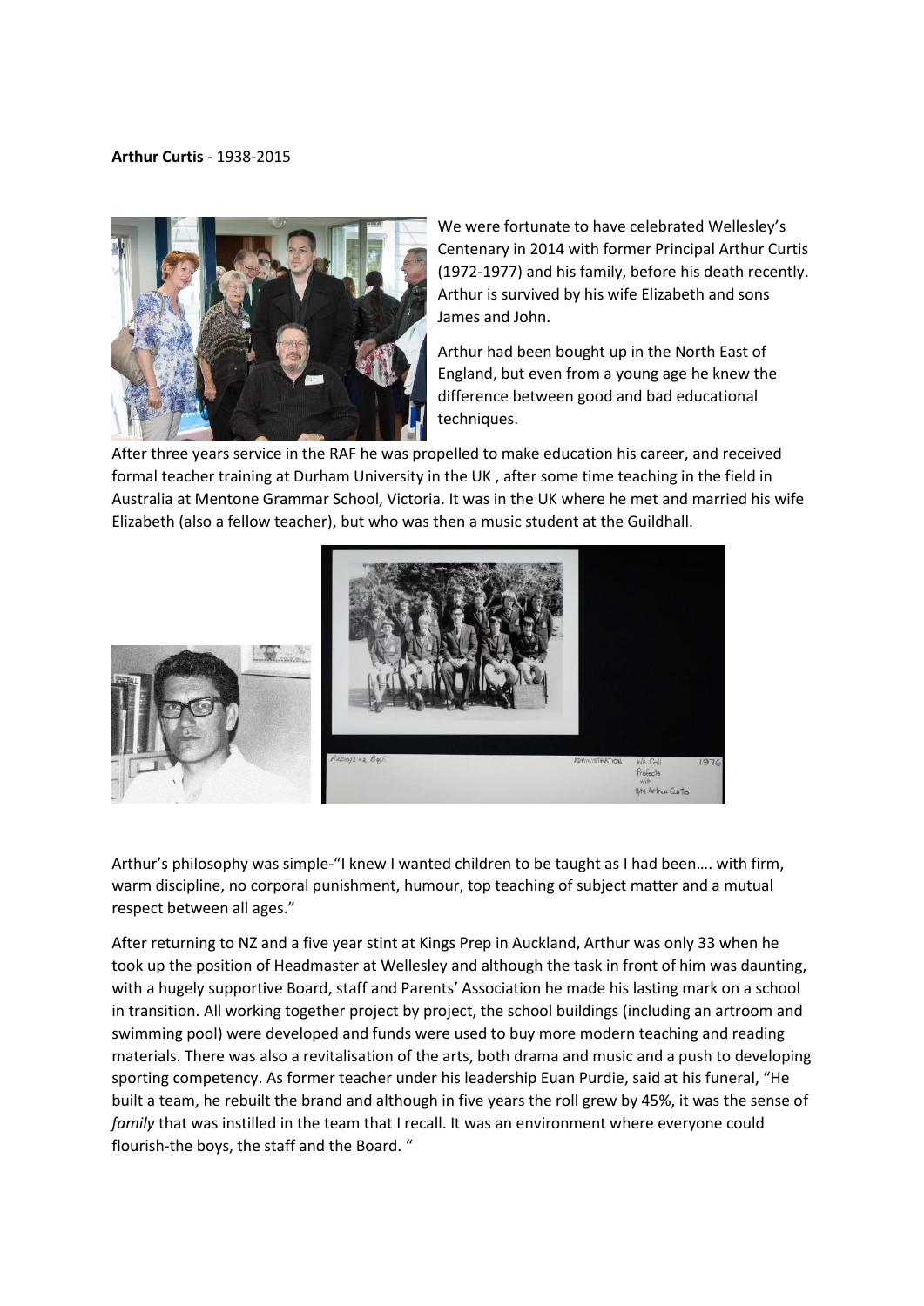**Arthur Curtis** - 1938-2015

We were fortunate to have celebrated Wellesley's Centenary in 2014 with former Principal Arthur Curtis (1972-1977) and his family, before his death recently. Arthur is survived by his wife Elizabeth and sons James and John.

Arthur had been bought up in the North East of England, but even from a young age he knew the difference between good and bad educational techniques.

After three years service in the RAF he was propelled to make education his career, and received formal teacher training at Durham University in the UK , after some time teaching in the field in Australia at Mentone Grammar School, Victoria. It was in the UK where he met and married his wife Elizabeth (also a fellow teacher), but who was then a music student at the Guildhall.

Arthur's philosophy was simple-"I knew I wanted children to be taught as I had been…. with firm, warm discipline, no corporal punishment, humour, top teaching of subject matter and a mutual respect between all ages."

After returning to NZ and a five year stint at Kings Prep in Auckland, Arthur was only 33 when he took up the position of Headmaster at Wellesley and although the task in front of him was daunting, with a hugely supportive Board, staff and Parents' Association he made his lasting mark on a school in transition. All working together project by project, the school buildings (including an artroom and swimming pool) were developed and funds were used to buy more modern teaching and reading materials. There was also a revitalisation of the arts, both drama and music and a push to developing sporting competency. As former teacher under his leadership Euan Purdie, said at his funeral, "He built a team, he rebuilt the brand and although in five years the roll grew by 45%, it was the sense of *family* that was instilled in the team that I recall. It was an environment where everyone could flourish-the boys, the staff and the Board. "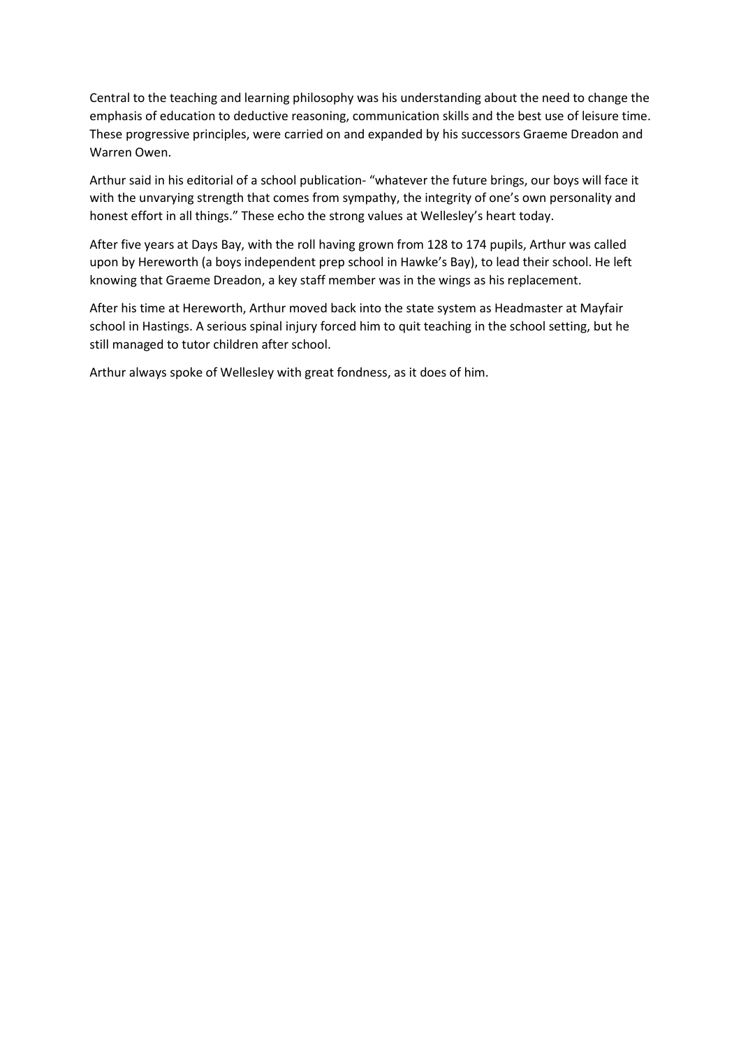Central to the teaching and learning philosophy was his understanding about the need to change the emphasis of education to deductive reasoning, communication skills and the best use of leisure time. These progressive principles, were carried on and expanded by his successors Graeme Dreadon and Warren Owen.

Arthur said in his editorial of a school publication- "whatever the future brings, our boys will face it with the unvarying strength that comes from sympathy, the integrity of one's own personality and honest effort in all things." These echo the strong values at Wellesley's heart today.

After five years at Days Bay, with the roll having grown from 128 to 174 pupils, Arthur was called upon by Hereworth (a boys independent prep school in Hawke's Bay), to lead their school. He left knowing that Graeme Dreadon, a key staff member was in the wings as his replacement.

After his time at Hereworth, Arthur moved back into the state system as Headmaster at Mayfair school in Hastings. A serious spinal injury forced him to quit teaching in the school setting, but he still managed to tutor children after school.

Arthur always spoke of Wellesley with great fondness, as it does of him.